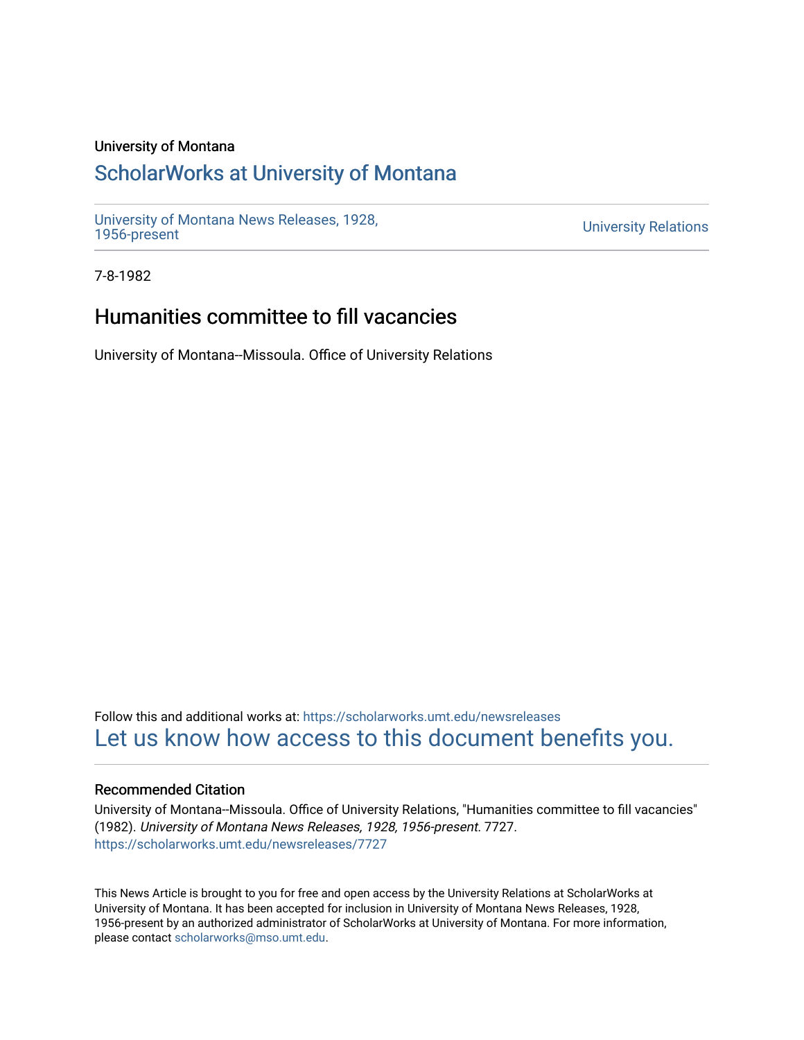University of Montana

# ScholarWorks at University of Montana

University of Montana News Releases, 1928, 1956-present

University Relations

7-8-1982

## Humanities committee to fill vacancies

University of Montana--Missoula. Office of University Relations

Follow this and additional works at: https://scholarworks.umt.edu/newsreleases

Let us know how access to this document benefits you.

### Recommended Citation

University of Montana--Missoula. Office of University Relations, "Humanities committee to fill vacancies" (1982). *University of Montana News Releases, 1928, 1956-present*. 7727.
https://scholarworks.umt.edu/newsreleases/7727

This News Article is brought to you for free and open access by the University Relations at ScholarWorks at University of Montana. It has been accepted for inclusion in University of Montana News Releases, 1928, 1956-present by an authorized administrator of ScholarWorks at University of Montana. For more information, please contact scholarworks@mso.umt.edu.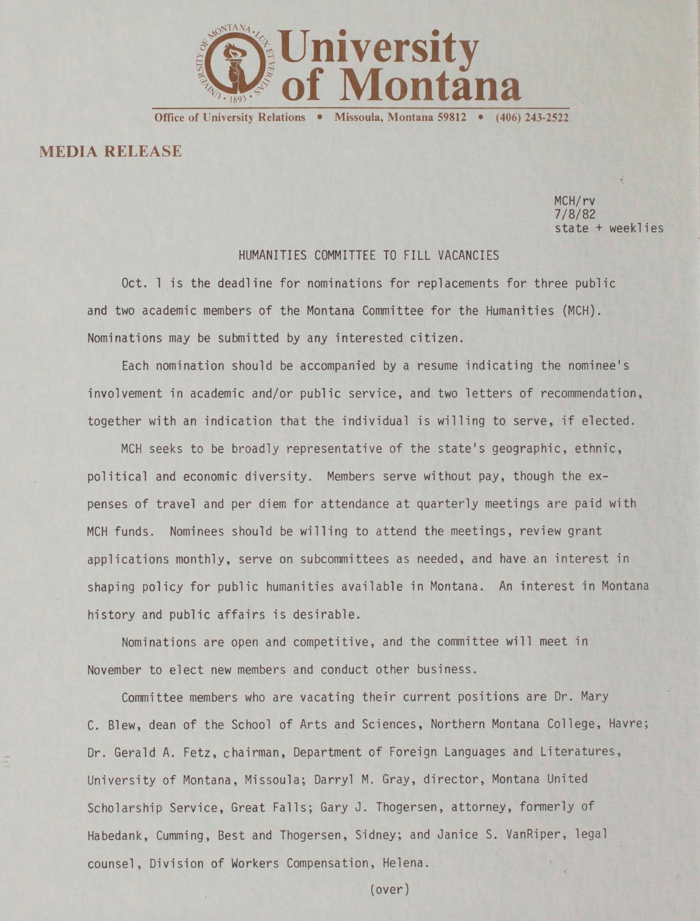**University of Montana**

Office of University Relations • Missoula, Montana 59812 • (406) 243-2522

## MEDIA RELEASE

MCH/rv
7/8/82
state + weeklies

### HUMANITIES COMMITTEE TO FILL VACANCIES

Oct. 1 is the deadline for nominations for replacements for three public and two academic members of the Montana Committee for the Humanities (MCH). Nominations may be submitted by any interested citizen.

Each nomination should be accompanied by a resume indicating the nominee's involvement in academic and/or public service, and two letters of recommendation, together with an indication that the individual is willing to serve, if elected.

MCH seeks to be broadly representative of the state's geographic, ethnic, political and economic diversity. Members serve without pay, though the expenses of travel and per diem for attendance at quarterly meetings are paid with MCH funds. Nominees should be willing to attend the meetings, review grant applications monthly, serve on subcommittees as needed, and have an interest in shaping policy for public humanities available in Montana. An interest in Montana history and public affairs is desirable.

Nominations are open and competitive, and the committee will meet in November to elect new members and conduct other business.

Committee members who are vacating their current positions are Dr. Mary C. Blew, dean of the School of Arts and Sciences, Northern Montana College, Havre; Dr. Gerald A. Fetz, chairman, Department of Foreign Languages and Literatures, University of Montana, Missoula; Darryl M. Gray, director, Montana United Scholarship Service, Great Falls; Gary J. Thogersen, attorney, formerly of Habedank, Cumming, Best and Thogersen, Sidney; and Janice S. VanRiper, legal counsel, Division of Workers Compensation, Helena.

(over)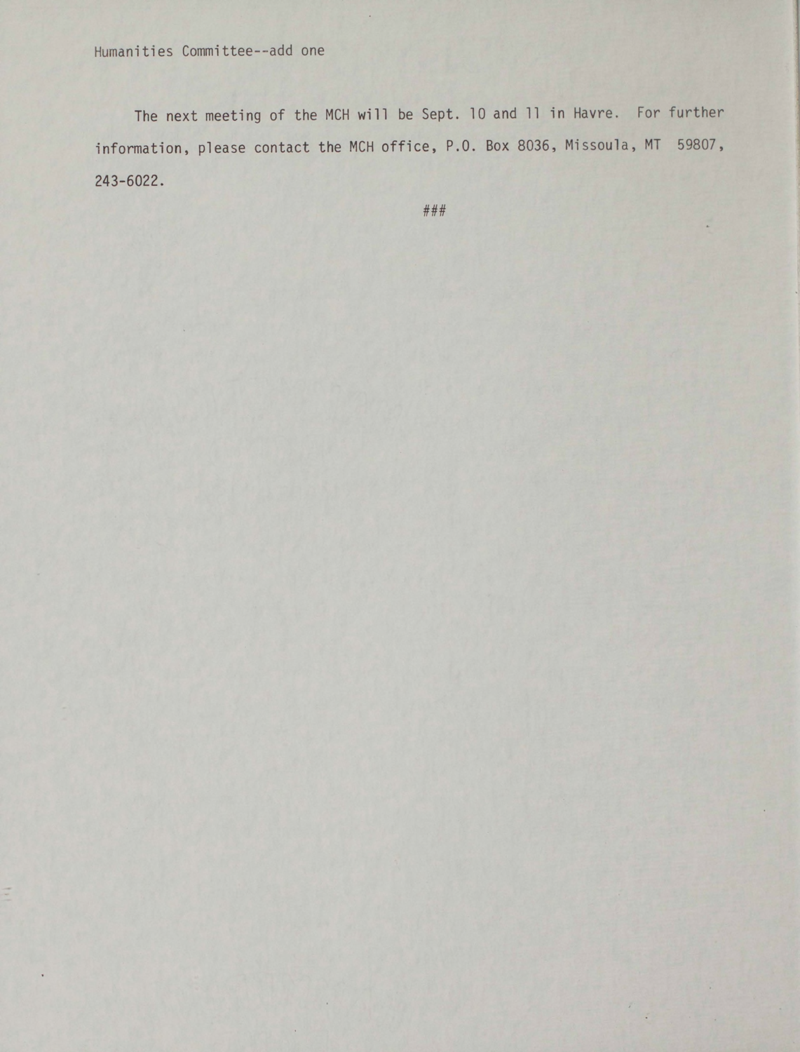Humanities Committee--add one

The next meeting of the MCH will be Sept. 10 and 11 in Havre. For further information, please contact the MCH office, P.O. Box 8036, Missoula, MT 59807, 243-6022.

###